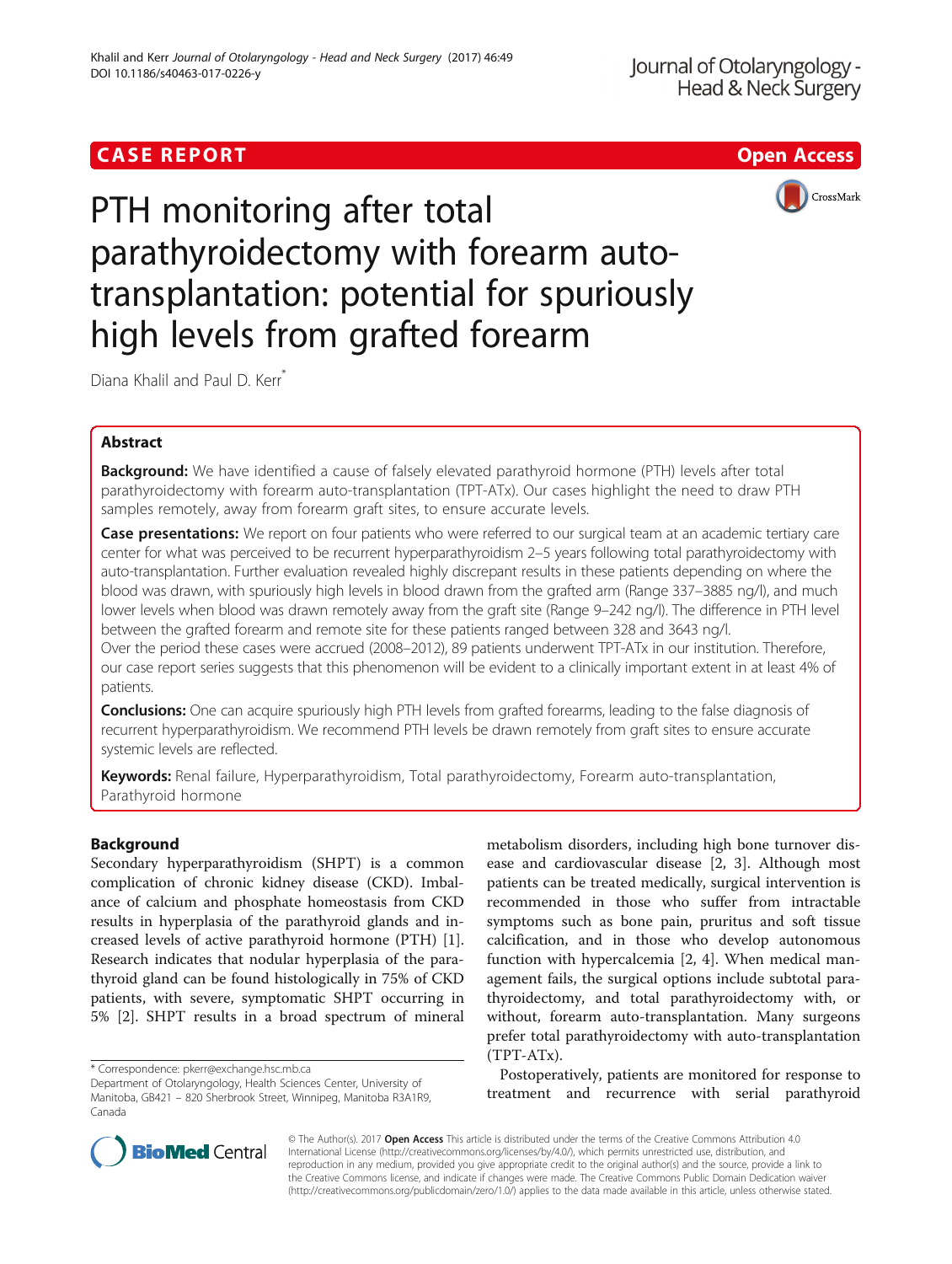CASE REPORT

Open Access

# PTH monitoring after total parathyroidectomy with forearm auto-transplantation: potential for spuriously high levels from grafted forearm

Diana Khalil and Paul D. Kerr*

## Abstract

**Background:** We have identified a cause of falsely elevated parathyroid hormone (PTH) levels after total parathyroidectomy with forearm auto-transplantation (TPT-ATx). Our cases highlight the need to draw PTH samples remotely, away from forearm graft sites, to ensure accurate levels.

**Case presentations:** We report on four patients who were referred to our surgical team at an academic tertiary care center for what was perceived to be recurrent hyperparathyroidism 2–5 years following total parathyroidectomy with auto-transplantation. Further evaluation revealed highly discrepant results in these patients depending on where the blood was drawn, with spuriously high levels in blood drawn from the grafted arm (Range 337–3885 ng/l), and much lower levels when blood was drawn remotely away from the graft site (Range 9–242 ng/l). The difference in PTH level between the grafted forearm and remote site for these patients ranged between 328 and 3643 ng/l.
Over the period these cases were accrued (2008–2012), 89 patients underwent TPT-ATx in our institution. Therefore, our case report series suggests that this phenomenon will be evident to a clinically important extent in at least 4% of patients.

**Conclusions:** One can acquire spuriously high PTH levels from grafted forearms, leading to the false diagnosis of recurrent hyperparathyroidism. We recommend PTH levels be drawn remotely from graft sites to ensure accurate systemic levels are reflected.

**Keywords:** Renal failure, Hyperparathyroidism, Total parathyroidectomy, Forearm auto-transplantation, Parathyroid hormone

## Background

Secondary hyperparathyroidism (SHPT) is a common complication of chronic kidney disease (CKD). Imbalance of calcium and phosphate homeostasis from CKD results in hyperplasia of the parathyroid glands and increased levels of active parathyroid hormone (PTH) [1]. Research indicates that nodular hyperplasia of the parathyroid gland can be found histologically in 75% of CKD patients, with severe, symptomatic SHPT occurring in 5% [2]. SHPT results in a broad spectrum of mineral metabolism disorders, including high bone turnover disease and cardiovascular disease [2, 3]. Although most patients can be treated medically, surgical intervention is recommended in those who suffer from intractable symptoms such as bone pain, pruritus and soft tissue calcification, and in those who develop autonomous function with hypercalcemia [2, 4]. When medical management fails, the surgical options include subtotal parathyroidectomy, and total parathyroidectomy with, or without, forearm auto-transplantation. Many surgeons prefer total parathyroidectomy with auto-transplantation (TPT-ATx).

Postoperatively, patients are monitored for response to treatment and recurrence with serial parathyroid

* Correspondence: pkerr@exchange.hsc.mb.ca
Department of Otolaryngology, Health Sciences Center, University of Manitoba, GB421 – 820 Sherbrook Street, Winnipeg, Manitoba R3A1R9, Canada

© The Author(s). 2017 **Open Access** This article is distributed under the terms of the Creative Commons Attribution 4.0 International License (http://creativecommons.org/licenses/by/4.0/), which permits unrestricted use, distribution, and reproduction in any medium, provided you give appropriate credit to the original author(s) and the source, provide a link to the Creative Commons license, and indicate if changes were made. The Creative Commons Public Domain Dedication waiver (http://creativecommons.org/publicdomain/zero/1.0/) applies to the data made available in this article, unless otherwise stated.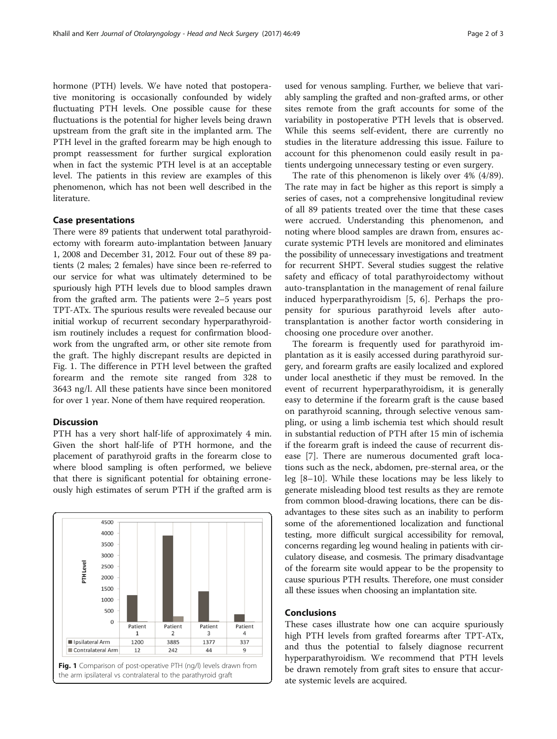hormone (PTH) levels. We have noted that postoperative monitoring is occasionally confounded by widely fluctuating PTH levels. One possible cause for these fluctuations is the potential for higher levels being drawn upstream from the graft site in the implanted arm. The PTH level in the grafted forearm may be high enough to prompt reassessment for further surgical exploration when in fact the systemic PTH level is at an acceptable level. The patients in this review are examples of this phenomenon, which has not been well described in the literature.

## Case presentations

There were 89 patients that underwent total parathyroidectomy with forearm auto-implantation between January 1, 2008 and December 31, 2012. Four out of these 89 patients (2 males; 2 females) have since been re-referred to our service for what was ultimately determined to be spuriously high PTH levels due to blood samples drawn from the grafted arm. The patients were 2–5 years post TPT-ATx. The spurious results were revealed because our initial workup of recurrent secondary hyperparathyroidism routinely includes a request for confirmation bloodwork from the ungrafted arm, or other site remote from the graft. The highly discrepant results are depicted in Fig. 1. The difference in PTH level between the grafted forearm and the remote site ranged from 328 to 3643 ng/l. All these patients have since been monitored for over 1 year. None of them have required reoperation.

## Discussion

PTH has a very short half-life of approximately 4 min. Given the short half-life of PTH hormone, and the placement of parathyroid grafts in the forearm close to where blood sampling is often performed, we believe that there is significant potential for obtaining erroneously high estimates of serum PTH if the grafted arm is used for venous sampling. Further, we believe that variably sampling the grafted and non-grafted arms, or other sites remote from the graft accounts for some of the variability in postoperative PTH levels that is observed. While this seems self-evident, there are currently no studies in the literature addressing this issue. Failure to account for this phenomenon could easily result in patients undergoing unnecessary testing or even surgery.

The rate of this phenomenon is likely over 4% (4/89). The rate may in fact be higher as this report is simply a series of cases, not a comprehensive longitudinal review of all 89 patients treated over the time that these cases were accrued. Understanding this phenomenon, and noting where blood samples are drawn from, ensures accurate systemic PTH levels are monitored and eliminates the possibility of unnecessary investigations and treatment for recurrent SHPT. Several studies suggest the relative safety and efficacy of total parathyroidectomy without auto-transplantation in the management of renal failure induced hyperparathyroidism [5, 6]. Perhaps the propensity for spurious parathyroid levels after auto-transplantation is another factor worth considering in choosing one procedure over another.

The forearm is frequently used for parathyroid implantation as it is easily accessed during parathyroid surgery, and forearm grafts are easily localized and explored under local anesthetic if they must be removed. In the event of recurrent hyperparathyroidism, it is generally easy to determine if the forearm graft is the cause based on parathyroid scanning, through selective venous sampling, or using a limb ischemia test which should result in substantial reduction of PTH after 15 min of ischemia if the forearm graft is indeed the cause of recurrent disease [7]. There are numerous documented graft locations such as the neck, abdomen, pre-sternal area, or the leg [8–10]. While these locations may be less likely to generate misleading blood test results as they are remote from common blood-drawing locations, there can be disadvantages to these sites such as an inability to perform some of the aforementioned localization and functional testing, more difficult surgical accessibility for removal, concerns regarding leg wound healing in patients with circulatory disease, and cosmesis. The primary disadvantage of the forearm site would appear to be the propensity to cause spurious PTH results. Therefore, one must consider all these issues when choosing an implantation site.

| | Patient 1 | Patient 2 | Patient 3 | Patient 4 |
|---|---|---|---|---|
| Ipsilateral Arm | 1200 | 3885 | 1377 | 337 |
| Contralateral Arm | 12 | 242 | 44 | 9 |

**Fig. 1** Comparison of post-operative PTH (ng/l) levels drawn from the arm ipsilateral vs contralateral to the parathyroid graft

## Conclusions

These cases illustrate how one can acquire spuriously high PTH levels from grafted forearms after TPT-ATx, and thus the potential to falsely diagnose recurrent hyperparathyroidism. We recommend that PTH levels be drawn remotely from graft sites to ensure that accurate systemic levels are acquired.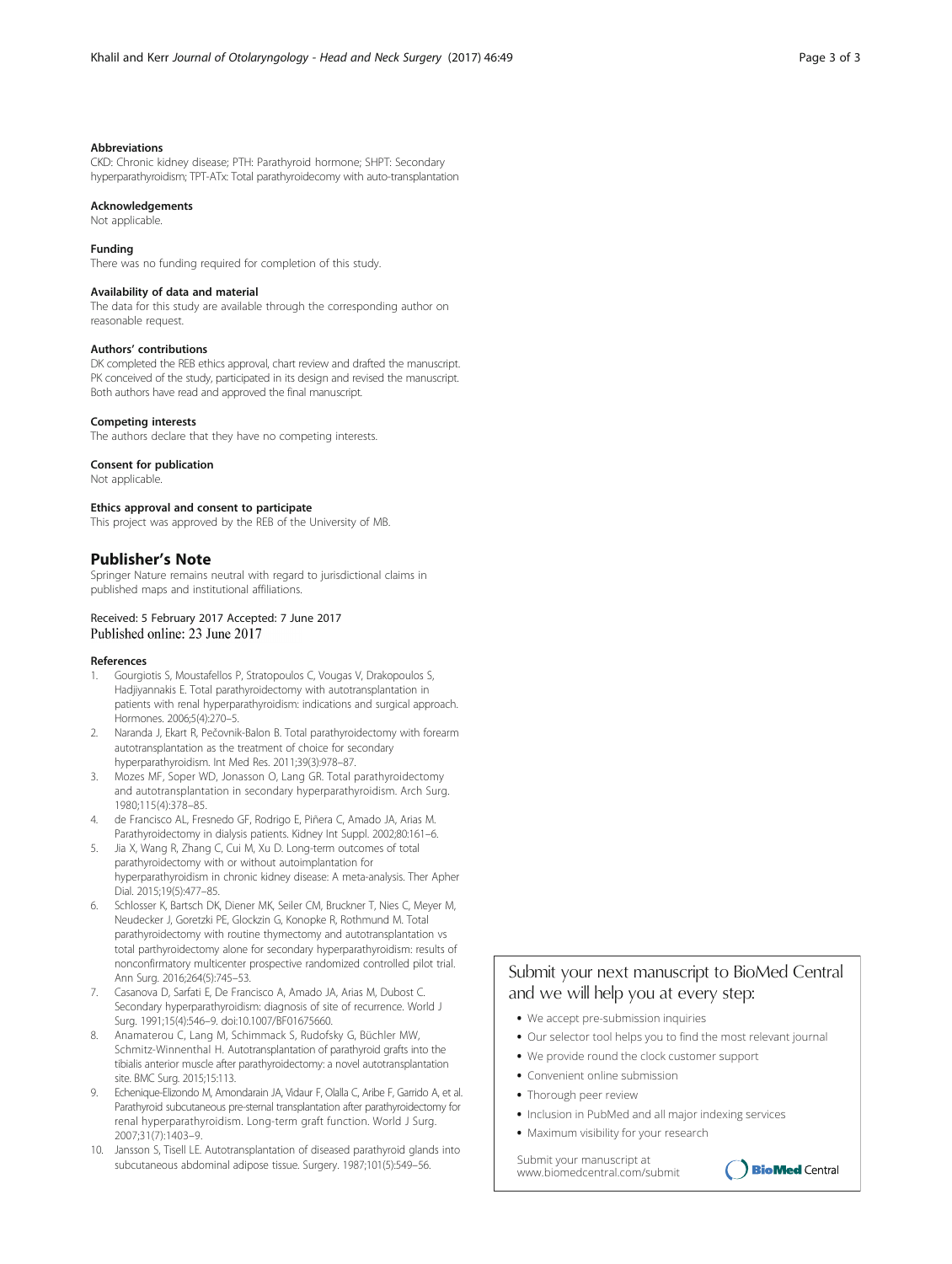### Abbreviations

CKD: Chronic kidney disease; PTH: Parathyroid hormone; SHPT: Secondary hyperparathyroidism; TPT-ATx: Total parathyroidecomy with auto-transplantation

### Acknowledgements

Not applicable.

### Funding

There was no funding required for completion of this study.

### Availability of data and material

The data for this study are available through the corresponding author on reasonable request.

### Authors' contributions

DK completed the REB ethics approval, chart review and drafted the manuscript. PK conceived of the study, participated in its design and revised the manuscript. Both authors have read and approved the final manuscript.

### Competing interests

The authors declare that they have no competing interests.

### Consent for publication

Not applicable.

### Ethics approval and consent to participate

This project was approved by the REB of the University of MB.

## Publisher's Note

Springer Nature remains neutral with regard to jurisdictional claims in published maps and institutional affiliations.

Received: 5 February 2017 Accepted: 7 June 2017
Published online: 23 June 2017

### References

1. Gourgiotis S, Moustafellos P, Stratopoulos C, Vougas V, Drakopoulos S, Hadjiyannakis E. Total parathyroidectomy with autotransplantation in patients with renal hyperparathyroidism: indications and surgical approach. Hormones. 2006;5(4):270–5.
2. Naranda J, Ekart R, Pečovnik-Balon B. Total parathyroidectomy with forearm autotransplantation as the treatment of choice for secondary hyperparathyroidism. Int Med Res. 2011;39(3):978–87.
3. Mozes MF, Soper WD, Jonasson O, Lang GR. Total parathyroidectomy and autotransplantation in secondary hyperparathyroidism. Arch Surg. 1980;115(4):378–85.
4. de Francisco AL, Fresnedo GF, Rodrigo E, Piñera C, Amado JA, Arias M. Parathyroidectomy in dialysis patients. Kidney Int Suppl. 2002;80:161–6.
5. Jia X, Wang R, Zhang C, Cui M, Xu D. Long-term outcomes of total parathyroidectomy with or without autoimplantation for hyperparathyroidism in chronic kidney disease: A meta-analysis. Ther Apher Dial. 2015;19(5):477–85.
6. Schlosser K, Bartsch DK, Diener MK, Seiler CM, Bruckner T, Nies C, Meyer M, Neudecker J, Goretzki PE, Glockzin G, Konopke R, Rothmund M. Total parathyroidectomy with routine thymectomy and autotransplantation vs total parthyroidectomy alone for secondary hyperparathyroidism: results of nonconfirmatory multicenter prospective randomized controlled pilot trial. Ann Surg. 2016;264(5):745–53.
7. Casanova D, Sarfati E, De Francisco A, Amado JA, Arias M, Dubost C. Secondary hyperparathyroidism: diagnosis of site of recurrence. World J Surg. 1991;15(4):546–9. doi:10.1007/BF01675660.
8. Anamaterou C, Lang M, Schimmack S, Rudofsky G, Büchler MW, Schmitz-Winnenthal H. Autotransplantation of parathyroid grafts into the tibialis anterior muscle after parathyroidectomy: a novel autotransplantation site. BMC Surg. 2015;15:113.
9. Echenique-Elizondo M, Amondarain JA, Vidaur F, Olalla C, Aribe F, Garrido A, et al. Parathyroid subcutaneous pre-sternal transplantation after parathyroidectomy for renal hyperparathyroidism. Long-term graft function. World J Surg. 2007;31(7):1403–9.
10. Jansson S, Tisell LE. Autotransplantation of diseased parathyroid glands into subcutaneous abdominal adipose tissue. Surgery. 1987;101(5):549–56.

Submit your next manuscript to BioMed Central and we will help you at every step:

- We accept pre-submission inquiries
- Our selector tool helps you to find the most relevant journal
- We provide round the clock customer support
- Convenient online submission
- Thorough peer review
- Inclusion in PubMed and all major indexing services
- Maximum visibility for your research

Submit your manuscript at
www.biomedcentral.com/submit

BioMed Central